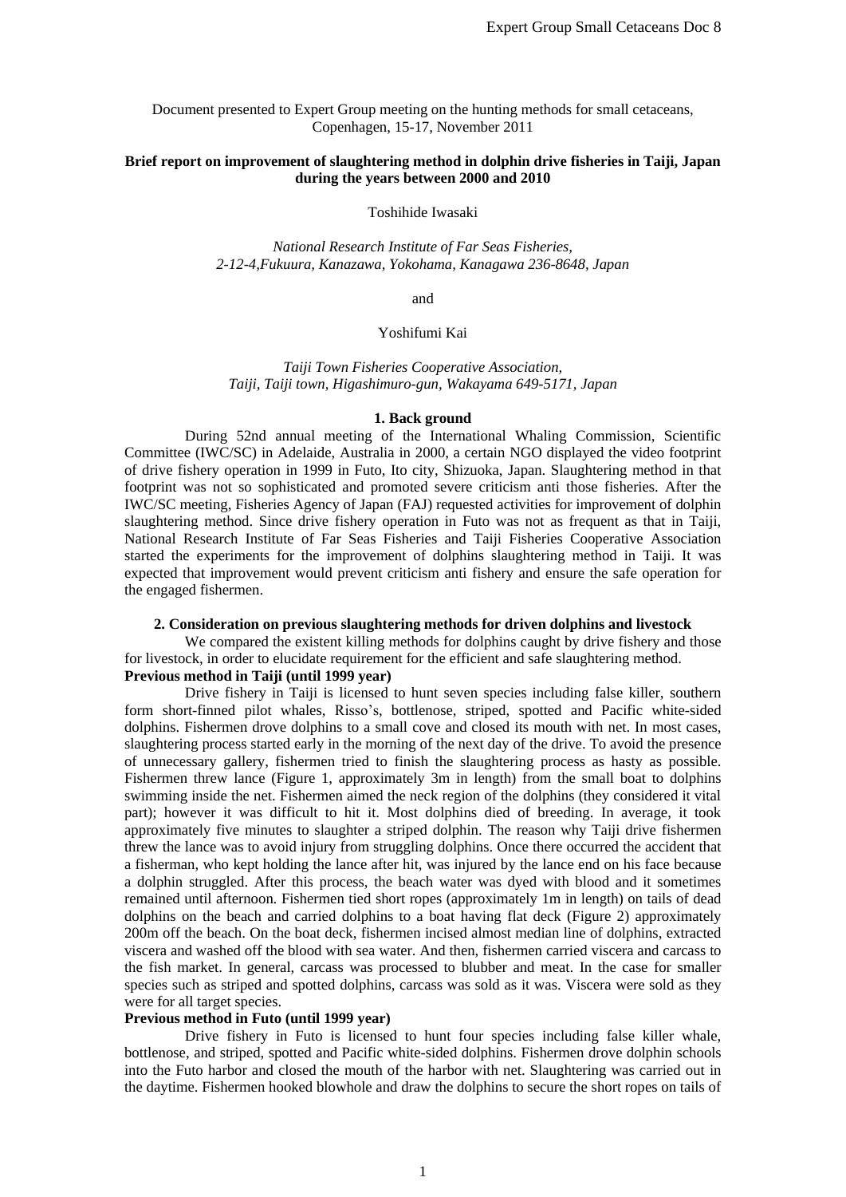Document presented to Expert Group meeting on the hunting methods for small cetaceans, Copenhagen, 15-17, November 2011

# Brief report on improvement of slaughtering method in dolphin drive fisheries in Taiji, Japan during the years between 2000 and 2010

Toshihide Iwasaki

*National Research Institute of Far Seas Fisheries, 2-12-4,Fukuura, Kanazawa, Yokohama, Kanagawa 236-8648, Japan*

and

Yoshifumi Kai

*Taiji Town Fisheries Cooperative Association, Taiji, Taiji town, Higashimuro-gun, Wakayama 649-5171, Japan*

## 1. Back ground

During 52nd annual meeting of the International Whaling Commission, Scientific Committee (IWC/SC) in Adelaide, Australia in 2000, a certain NGO displayed the video footprint of drive fishery operation in 1999 in Futo, Ito city, Shizuoka, Japan. Slaughtering method in that footprint was not so sophisticated and promoted severe criticism anti those fisheries. After the IWC/SC meeting, Fisheries Agency of Japan (FAJ) requested activities for improvement of dolphin slaughtering method. Since drive fishery operation in Futo was not as frequent as that in Taiji, National Research Institute of Far Seas Fisheries and Taiji Fisheries Cooperative Association started the experiments for the improvement of dolphins slaughtering method in Taiji. It was expected that improvement would prevent criticism anti fishery and ensure the safe operation for the engaged fishermen.

## 2. Consideration on previous slaughtering methods for driven dolphins and livestock

We compared the existent killing methods for dolphins caught by drive fishery and those for livestock, in order to elucidate requirement for the efficient and safe slaughtering method.

**Previous method in Taiji (until 1999 year)**

Drive fishery in Taiji is licensed to hunt seven species including false killer, southern form short-finned pilot whales, Risso's, bottlenose, striped, spotted and Pacific white-sided dolphins. Fishermen drove dolphins to a small cove and closed its mouth with net. In most cases, slaughtering process started early in the morning of the next day of the drive. To avoid the presence of unnecessary gallery, fishermen tried to finish the slaughtering process as hasty as possible. Fishermen threw lance (Figure 1, approximately 3m in length) from the small boat to dolphins swimming inside the net. Fishermen aimed the neck region of the dolphins (they considered it vital part); however it was difficult to hit it. Most dolphins died of breeding. In average, it took approximately five minutes to slaughter a striped dolphin. The reason why Taiji drive fishermen threw the lance was to avoid injury from struggling dolphins. Once there occurred the accident that a fisherman, who kept holding the lance after hit, was injured by the lance end on his face because a dolphin struggled. After this process, the beach water was dyed with blood and it sometimes remained until afternoon. Fishermen tied short ropes (approximately 1m in length) on tails of dead dolphins on the beach and carried dolphins to a boat having flat deck (Figure 2) approximately 200m off the beach. On the boat deck, fishermen incised almost median line of dolphins, extracted viscera and washed off the blood with sea water. And then, fishermen carried viscera and carcass to the fish market. In general, carcass was processed to blubber and meat. In the case for smaller species such as striped and spotted dolphins, carcass was sold as it was. Viscera were sold as they were for all target species.

**Previous method in Futo (until 1999 year)**

Drive fishery in Futo is licensed to hunt four species including false killer whale, bottlenose, and striped, spotted and Pacific white-sided dolphins. Fishermen drove dolphin schools into the Futo harbor and closed the mouth of the harbor with net. Slaughtering was carried out in the daytime. Fishermen hooked blowhole and draw the dolphins to secure the short ropes on tails of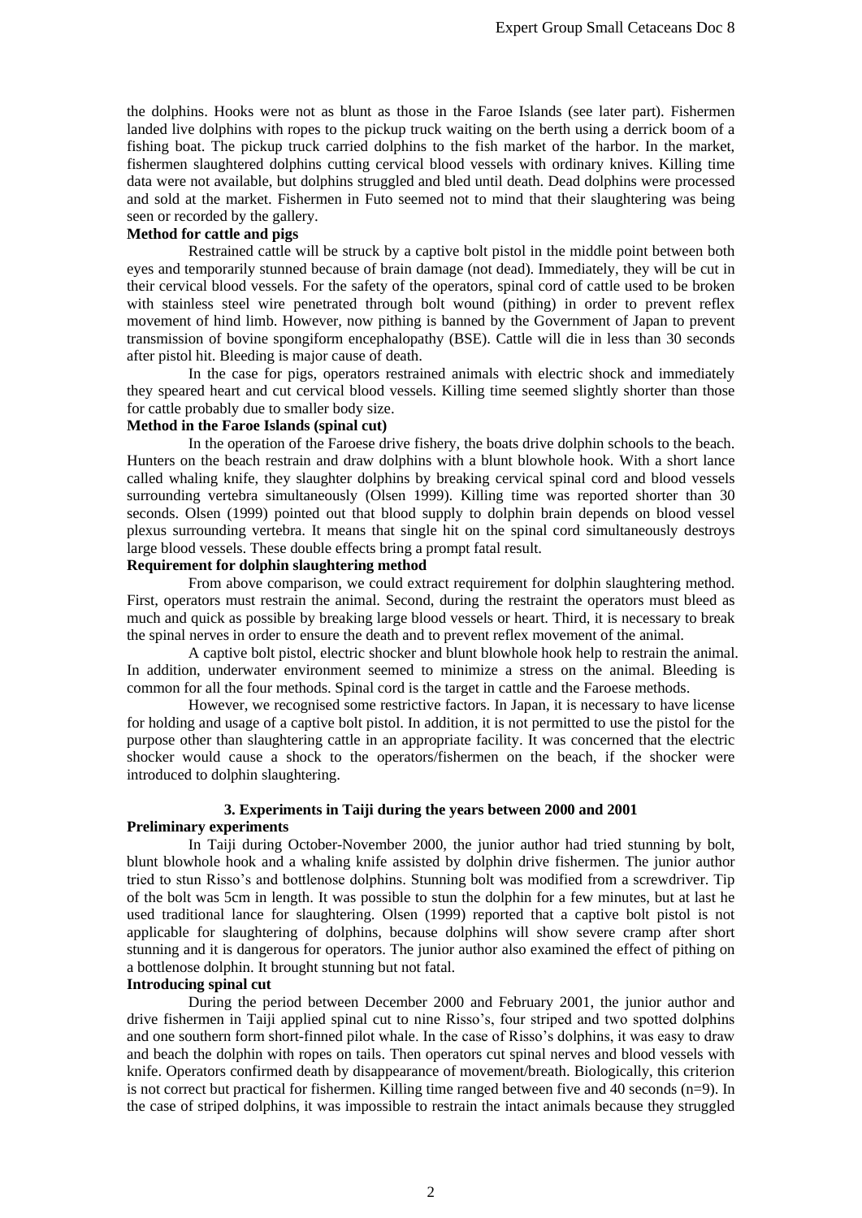the dolphins. Hooks were not as blunt as those in the Faroe Islands (see later part). Fishermen landed live dolphins with ropes to the pickup truck waiting on the berth using a derrick boom of a fishing boat. The pickup truck carried dolphins to the fish market of the harbor. In the market, fishermen slaughtered dolphins cutting cervical blood vessels with ordinary knives. Killing time data were not available, but dolphins struggled and bled until death. Dead dolphins were processed and sold at the market. Fishermen in Futo seemed not to mind that their slaughtering was being seen or recorded by the gallery.

**Method for cattle and pigs**

Restrained cattle will be struck by a captive bolt pistol in the middle point between both eyes and temporarily stunned because of brain damage (not dead). Immediately, they will be cut in their cervical blood vessels. For the safety of the operators, spinal cord of cattle used to be broken with stainless steel wire penetrated through bolt wound (pithing) in order to prevent reflex movement of hind limb. However, now pithing is banned by the Government of Japan to prevent transmission of bovine spongiform encephalopathy (BSE). Cattle will die in less than 30 seconds after pistol hit. Bleeding is major cause of death.

In the case for pigs, operators restrained animals with electric shock and immediately they speared heart and cut cervical blood vessels. Killing time seemed slightly shorter than those for cattle probably due to smaller body size.

**Method in the Faroe Islands (spinal cut)**

In the operation of the Faroese drive fishery, the boats drive dolphin schools to the beach. Hunters on the beach restrain and draw dolphins with a blunt blowhole hook. With a short lance called whaling knife, they slaughter dolphins by breaking cervical spinal cord and blood vessels surrounding vertebra simultaneously (Olsen 1999). Killing time was reported shorter than 30 seconds. Olsen (1999) pointed out that blood supply to dolphin brain depends on blood vessel plexus surrounding vertebra. It means that single hit on the spinal cord simultaneously destroys large blood vessels. These double effects bring a prompt fatal result.

**Requirement for dolphin slaughtering method**

From above comparison, we could extract requirement for dolphin slaughtering method. First, operators must restrain the animal. Second, during the restraint the operators must bleed as much and quick as possible by breaking large blood vessels or heart. Third, it is necessary to break the spinal nerves in order to ensure the death and to prevent reflex movement of the animal.

A captive bolt pistol, electric shocker and blunt blowhole hook help to restrain the animal. In addition, underwater environment seemed to minimize a stress on the animal. Bleeding is common for all the four methods. Spinal cord is the target in cattle and the Faroese methods.

However, we recognised some restrictive factors. In Japan, it is necessary to have license for holding and usage of a captive bolt pistol. In addition, it is not permitted to use the pistol for the purpose other than slaughtering cattle in an appropriate facility. It was concerned that the electric shocker would cause a shock to the operators/fishermen on the beach, if the shocker were introduced to dolphin slaughtering.

## 3. Experiments in Taiji during the years between 2000 and 2001

**Preliminary experiments**

In Taiji during October-November 2000, the junior author had tried stunning by bolt, blunt blowhole hook and a whaling knife assisted by dolphin drive fishermen. The junior author tried to stun Risso's and bottlenose dolphins. Stunning bolt was modified from a screwdriver. Tip of the bolt was 5cm in length. It was possible to stun the dolphin for a few minutes, but at last he used traditional lance for slaughtering. Olsen (1999) reported that a captive bolt pistol is not applicable for slaughtering of dolphins, because dolphins will show severe cramp after short stunning and it is dangerous for operators. The junior author also examined the effect of pithing on a bottlenose dolphin. It brought stunning but not fatal.

**Introducing spinal cut**

During the period between December 2000 and February 2001, the junior author and drive fishermen in Taiji applied spinal cut to nine Risso's, four striped and two spotted dolphins and one southern form short-finned pilot whale. In the case of Risso's dolphins, it was easy to draw and beach the dolphin with ropes on tails. Then operators cut spinal nerves and blood vessels with knife. Operators confirmed death by disappearance of movement/breath. Biologically, this criterion is not correct but practical for fishermen. Killing time ranged between five and 40 seconds (n=9). In the case of striped dolphins, it was impossible to restrain the intact animals because they struggled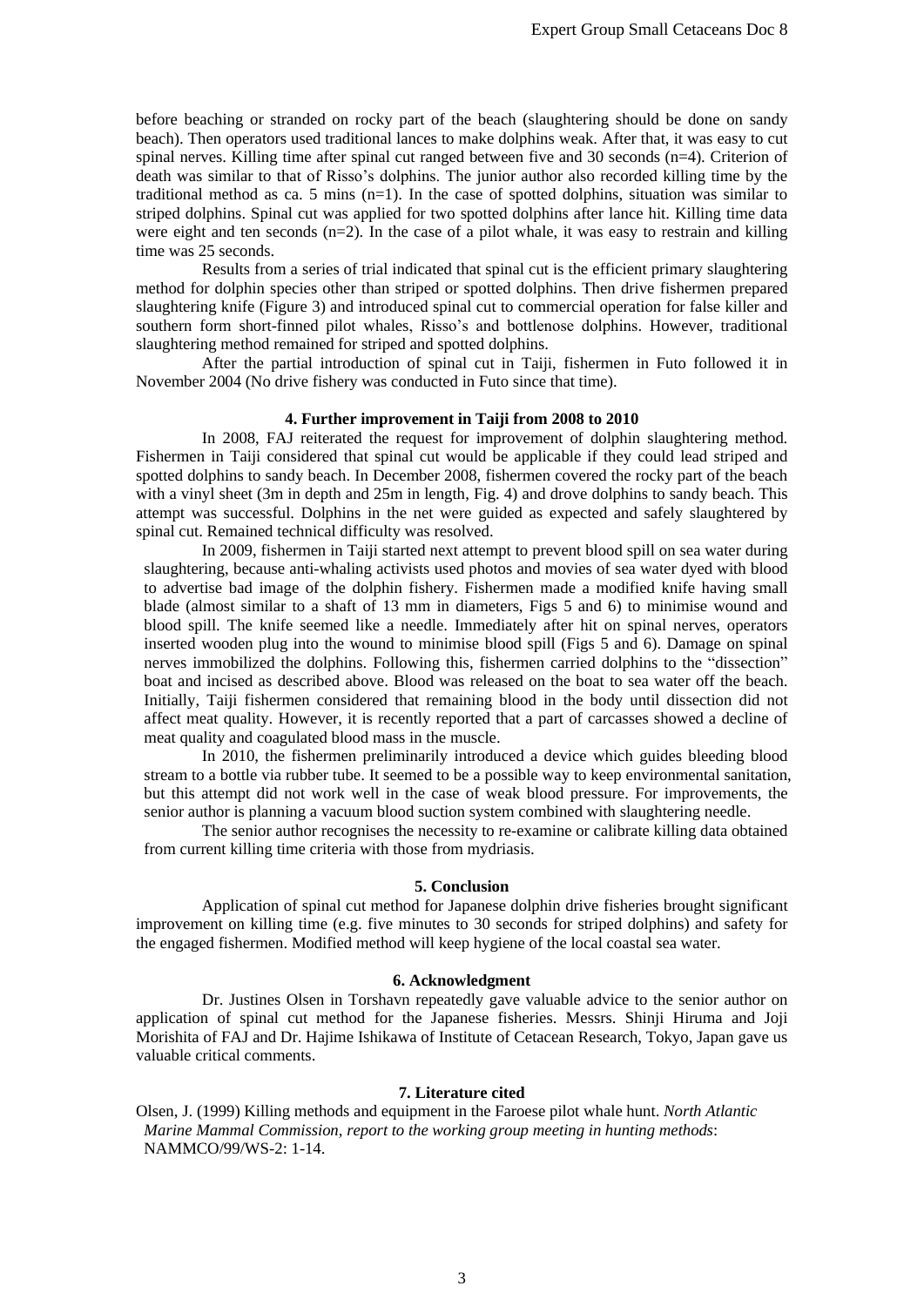before beaching or stranded on rocky part of the beach (slaughtering should be done on sandy beach). Then operators used traditional lances to make dolphins weak. After that, it was easy to cut spinal nerves. Killing time after spinal cut ranged between five and 30 seconds (n=4). Criterion of death was similar to that of Risso's dolphins. The junior author also recorded killing time by the traditional method as ca. 5 mins (n=1). In the case of spotted dolphins, situation was similar to striped dolphins. Spinal cut was applied for two spotted dolphins after lance hit. Killing time data were eight and ten seconds (n=2). In the case of a pilot whale, it was easy to restrain and killing time was 25 seconds.

Results from a series of trial indicated that spinal cut is the efficient primary slaughtering method for dolphin species other than striped or spotted dolphins. Then drive fishermen prepared slaughtering knife (Figure 3) and introduced spinal cut to commercial operation for false killer and southern form short-finned pilot whales, Risso's and bottlenose dolphins. However, traditional slaughtering method remained for striped and spotted dolphins.

After the partial introduction of spinal cut in Taiji, fishermen in Futo followed it in November 2004 (No drive fishery was conducted in Futo since that time).

### 4. Further improvement in Taiji from 2008 to 2010

In 2008, FAJ reiterated the request for improvement of dolphin slaughtering method. Fishermen in Taiji considered that spinal cut would be applicable if they could lead striped and spotted dolphins to sandy beach. In December 2008, fishermen covered the rocky part of the beach with a vinyl sheet (3m in depth and 25m in length, Fig. 4) and drove dolphins to sandy beach. This attempt was successful. Dolphins in the net were guided as expected and safely slaughtered by spinal cut. Remained technical difficulty was resolved.

In 2009, fishermen in Taiji started next attempt to prevent blood spill on sea water during slaughtering, because anti-whaling activists used photos and movies of sea water dyed with blood to advertise bad image of the dolphin fishery. Fishermen made a modified knife having small blade (almost similar to a shaft of 13 mm in diameters, Figs 5 and 6) to minimise wound and blood spill. The knife seemed like a needle. Immediately after hit on spinal nerves, operators inserted wooden plug into the wound to minimise blood spill (Figs 5 and 6). Damage on spinal nerves immobilized the dolphins. Following this, fishermen carried dolphins to the "dissection" boat and incised as described above. Blood was released on the boat to sea water off the beach. Initially, Taiji fishermen considered that remaining blood in the body until dissection did not affect meat quality. However, it is recently reported that a part of carcasses showed a decline of meat quality and coagulated blood mass in the muscle.

In 2010, the fishermen preliminarily introduced a device which guides bleeding blood stream to a bottle via rubber tube. It seemed to be a possible way to keep environmental sanitation, but this attempt did not work well in the case of weak blood pressure. For improvements, the senior author is planning a vacuum blood suction system combined with slaughtering needle.

The senior author recognises the necessity to re-examine or calibrate killing data obtained from current killing time criteria with those from mydriasis.

### 5. Conclusion

Application of spinal cut method for Japanese dolphin drive fisheries brought significant improvement on killing time (e.g. five minutes to 30 seconds for striped dolphins) and safety for the engaged fishermen. Modified method will keep hygiene of the local coastal sea water.

### 6. Acknowledgment

Dr. Justines Olsen in Torshavn repeatedly gave valuable advice to the senior author on application of spinal cut method for the Japanese fisheries. Messrs. Shinji Hiruma and Joji Morishita of FAJ and Dr. Hajime Ishikawa of Institute of Cetacean Research, Tokyo, Japan gave us valuable critical comments.

### 7. Literature cited

Olsen, J. (1999) Killing methods and equipment in the Faroese pilot whale hunt. *North Atlantic Marine Mammal Commission, report to the working group meeting in hunting methods*: NAMMCO/99/WS-2: 1-14.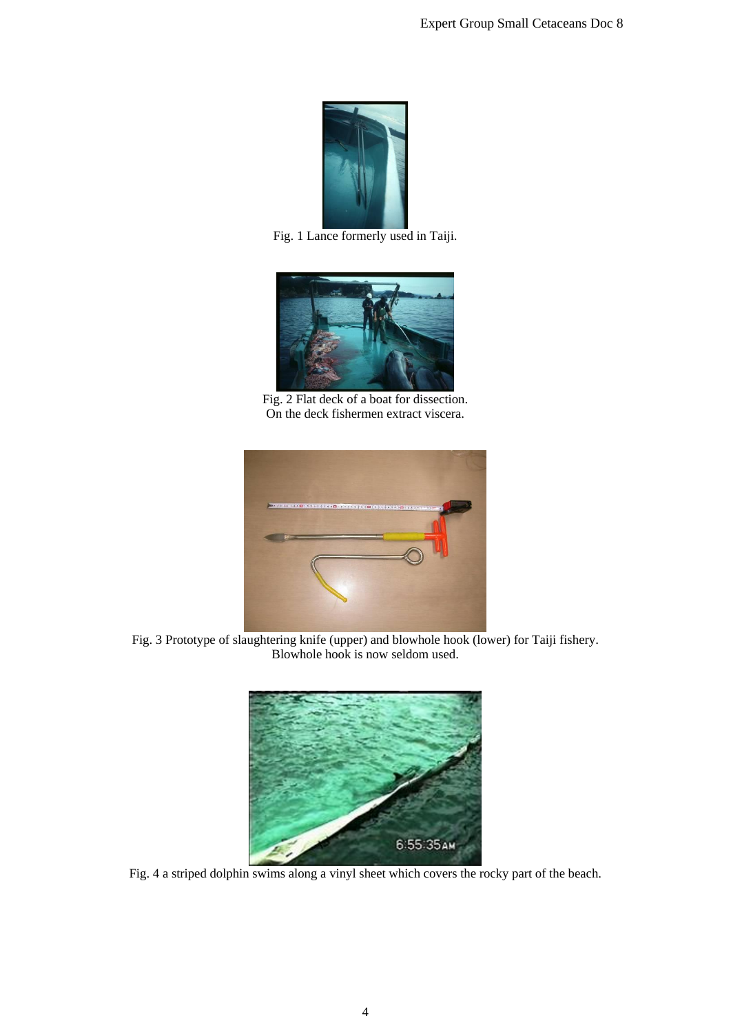Fig. 1 Lance formerly used in Taiji.

Fig. 2 Flat deck of a boat for dissection.
On the deck fishermen extract viscera.

Fig. 3 Prototype of slaughtering knife (upper) and blowhole hook (lower) for Taiji fishery.
Blowhole hook is now seldom used.

Fig. 4 a striped dolphin swims along a vinyl sheet which covers the rocky part of the beach.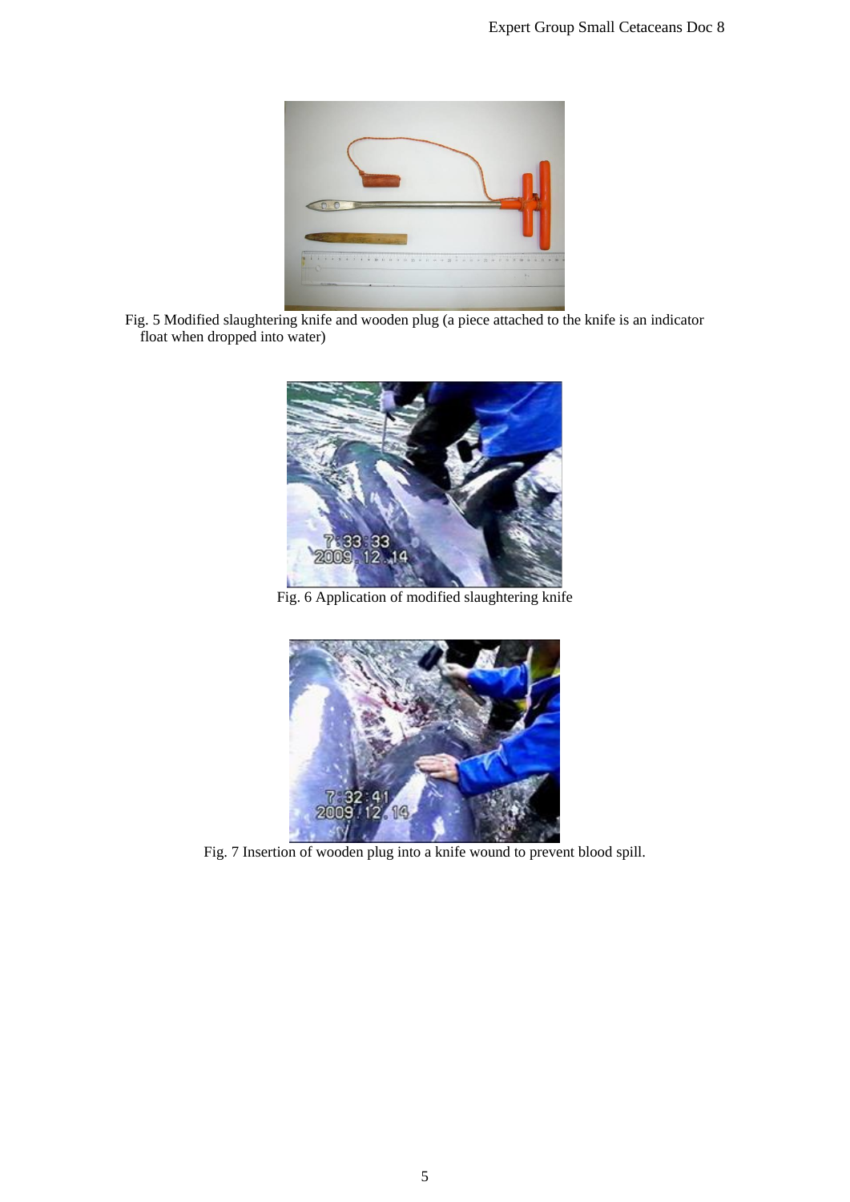Fig. 5 Modified slaughtering knife and wooden plug (a piece attached to the knife is an indicator float when dropped into water)

Fig. 6 Application of modified slaughtering knife

Fig. 7 Insertion of wooden plug into a knife wound to prevent blood spill.